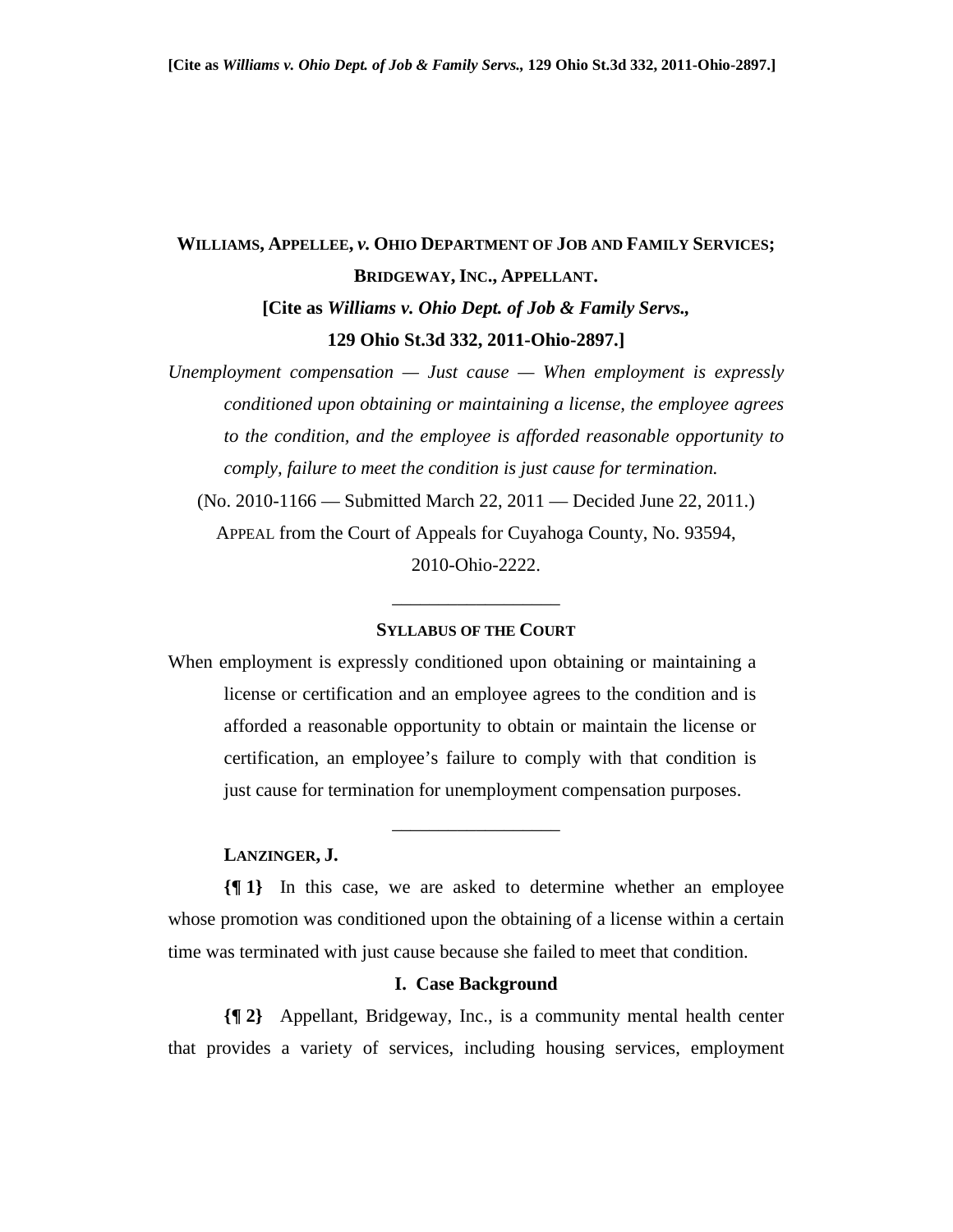**WILLIAMS, APPELLEE, *v.* OHIO DEPARTMENT OF JOB AND FAMILY SERVICES; BRIDGEWAY, INC., APPELLANT.**

**[Cite as *Williams v. Ohio Dept. of Job & Family Servs.*, 129 Ohio St.3d 332, 2011-Ohio-2897.]**

*Unemployment compensation — Just cause — When employment is expressly conditioned upon obtaining or maintaining a license, the employee agrees to the condition, and the employee is afforded reasonable opportunity to comply, failure to meet the condition is just cause for termination.*

(No. 2010-1166 — Submitted March 22, 2011 — Decided June 22, 2011.)

APPEAL from the Court of Appeals for Cuyahoga County, No. 93594, 2010-Ohio-2222.

---

**SYLLABUS OF THE COURT**

When employment is expressly conditioned upon obtaining or maintaining a license or certification and an employee agrees to the condition and is afforded a reasonable opportunity to obtain or maintain the license or certification, an employee's failure to comply with that condition is just cause for termination for unemployment compensation purposes.

---

**LANZINGER, J.**

**{¶ 1}** In this case, we are asked to determine whether an employee whose promotion was conditioned upon the obtaining of a license within a certain time was terminated with just cause because she failed to meet that condition.

## I. Case Background

**{¶ 2}** Appellant, Bridgeway, Inc., is a community mental health center that provides a variety of services, including housing services, employment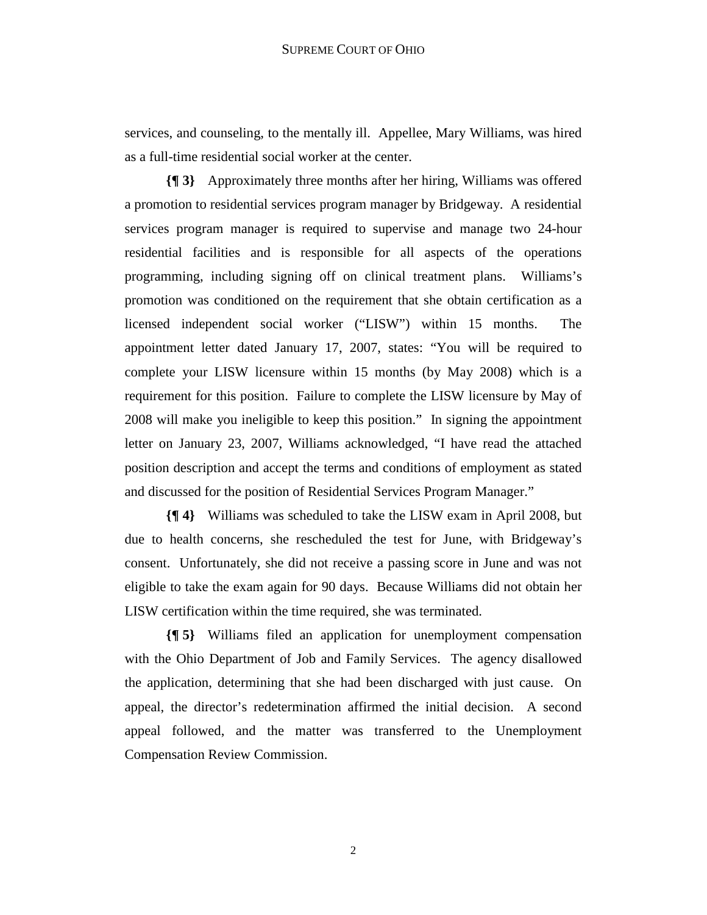services, and counseling, to the mentally ill. Appellee, Mary Williams, was hired as a full-time residential social worker at the center.

**{¶ 3}** Approximately three months after her hiring, Williams was offered a promotion to residential services program manager by Bridgeway. A residential services program manager is required to supervise and manage two 24-hour residential facilities and is responsible for all aspects of the operations programming, including signing off on clinical treatment plans. Williams's promotion was conditioned on the requirement that she obtain certification as a licensed independent social worker ("LISW") within 15 months. The appointment letter dated January 17, 2007, states: "You will be required to complete your LISW licensure within 15 months (by May 2008) which is a requirement for this position. Failure to complete the LISW licensure by May of 2008 will make you ineligible to keep this position." In signing the appointment letter on January 23, 2007, Williams acknowledged, "I have read the attached position description and accept the terms and conditions of employment as stated and discussed for the position of Residential Services Program Manager."

**{¶ 4}** Williams was scheduled to take the LISW exam in April 2008, but due to health concerns, she rescheduled the test for June, with Bridgeway's consent. Unfortunately, she did not receive a passing score in June and was not eligible to take the exam again for 90 days. Because Williams did not obtain her LISW certification within the time required, she was terminated.

**{¶ 5}** Williams filed an application for unemployment compensation with the Ohio Department of Job and Family Services. The agency disallowed the application, determining that she had been discharged with just cause. On appeal, the director's redetermination affirmed the initial decision. A second appeal followed, and the matter was transferred to the Unemployment Compensation Review Commission.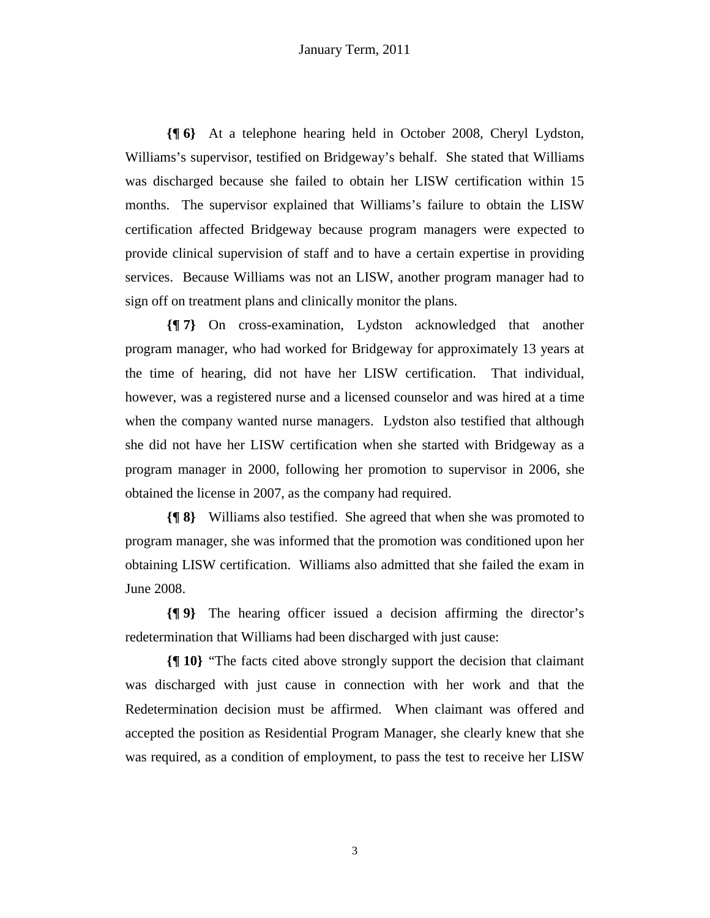**{¶ 6}** At a telephone hearing held in October 2008, Cheryl Lydston, Williams's supervisor, testified on Bridgeway's behalf. She stated that Williams was discharged because she failed to obtain her LISW certification within 15 months. The supervisor explained that Williams's failure to obtain the LISW certification affected Bridgeway because program managers were expected to provide clinical supervision of staff and to have a certain expertise in providing services. Because Williams was not an LISW, another program manager had to sign off on treatment plans and clinically monitor the plans.

**{¶ 7}** On cross-examination, Lydston acknowledged that another program manager, who had worked for Bridgeway for approximately 13 years at the time of hearing, did not have her LISW certification. That individual, however, was a registered nurse and a licensed counselor and was hired at a time when the company wanted nurse managers. Lydston also testified that although she did not have her LISW certification when she started with Bridgeway as a program manager in 2000, following her promotion to supervisor in 2006, she obtained the license in 2007, as the company had required.

**{¶ 8}** Williams also testified. She agreed that when she was promoted to program manager, she was informed that the promotion was conditioned upon her obtaining LISW certification. Williams also admitted that she failed the exam in June 2008.

**{¶ 9}** The hearing officer issued a decision affirming the director's redetermination that Williams had been discharged with just cause:

**{¶ 10}** "The facts cited above strongly support the decision that claimant was discharged with just cause in connection with her work and that the Redetermination decision must be affirmed. When claimant was offered and accepted the position as Residential Program Manager, she clearly knew that she was required, as a condition of employment, to pass the test to receive her LISW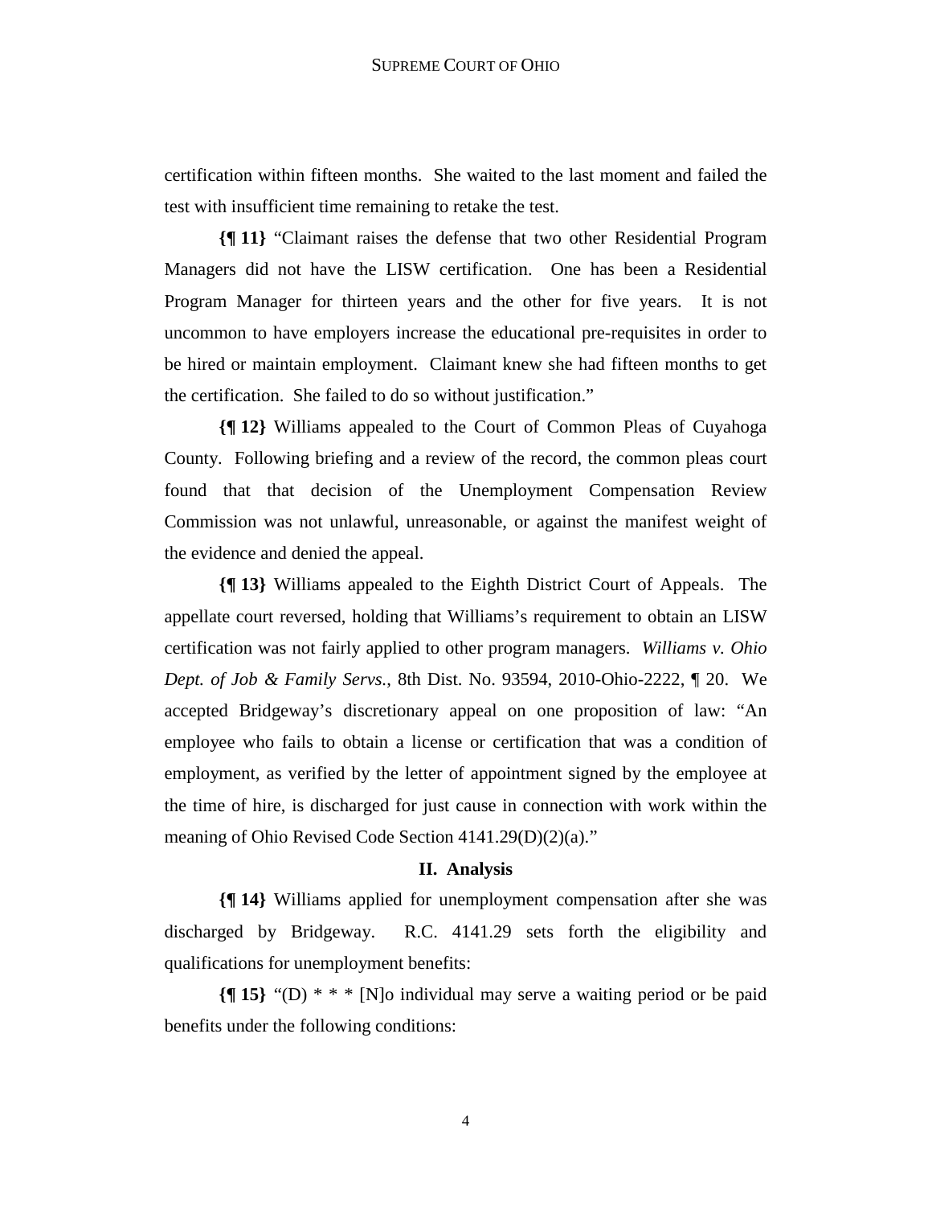certification within fifteen months. She waited to the last moment and failed the test with insufficient time remaining to retake the test.

**{¶ 11}** "Claimant raises the defense that two other Residential Program Managers did not have the LISW certification. One has been a Residential Program Manager for thirteen years and the other for five years. It is not uncommon to have employers increase the educational pre-requisites in order to be hired or maintain employment. Claimant knew she had fifteen months to get the certification. She failed to do so without justification."

**{¶ 12}** Williams appealed to the Court of Common Pleas of Cuyahoga County. Following briefing and a review of the record, the common pleas court found that that decision of the Unemployment Compensation Review Commission was not unlawful, unreasonable, or against the manifest weight of the evidence and denied the appeal.

**{¶ 13}** Williams appealed to the Eighth District Court of Appeals. The appellate court reversed, holding that Williams's requirement to obtain an LISW certification was not fairly applied to other program managers. *Williams v. Ohio Dept. of Job & Family Servs.*, 8th Dist. No. 93594, 2010-Ohio-2222, ¶ 20. We accepted Bridgeway's discretionary appeal on one proposition of law: "An employee who fails to obtain a license or certification that was a condition of employment, as verified by the letter of appointment signed by the employee at the time of hire, is discharged for just cause in connection with work within the meaning of Ohio Revised Code Section 4141.29(D)(2)(a)."

## II. Analysis

**{¶ 14}** Williams applied for unemployment compensation after she was discharged by Bridgeway. R.C. 4141.29 sets forth the eligibility and qualifications for unemployment benefits:

**{¶ 15}** "(D) * * * [N]o individual may serve a waiting period or be paid benefits under the following conditions: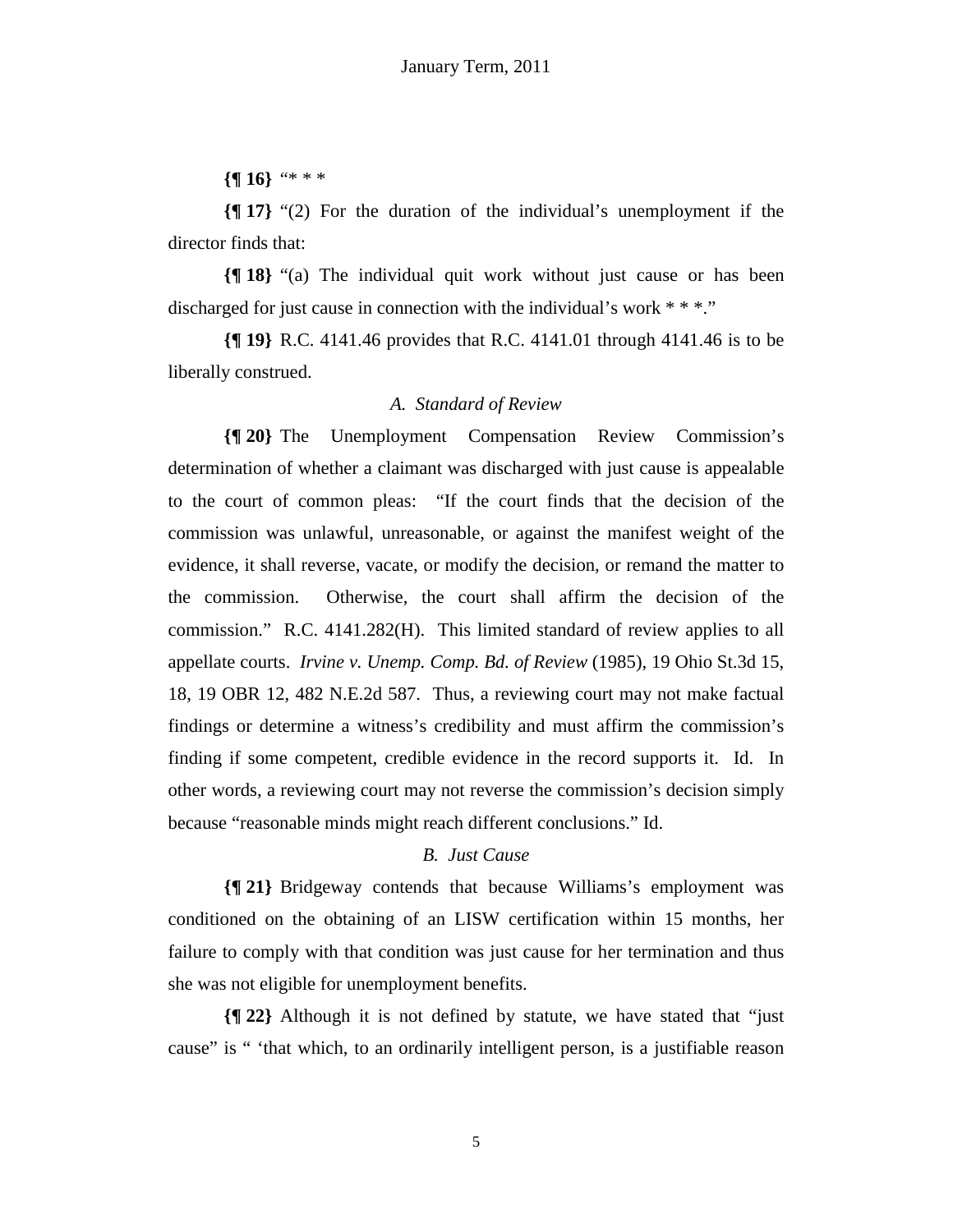**{¶ 16}** "* * *

**{¶ 17}** "(2) For the duration of the individual's unemployment if the director finds that:

**{¶ 18}** "(a) The individual quit work without just cause or has been discharged for just cause in connection with the individual's work * * *."

**{¶ 19}** R.C. 4141.46 provides that R.C. 4141.01 through 4141.46 is to be liberally construed.

*A. Standard of Review*

**{¶ 20}** The Unemployment Compensation Review Commission's determination of whether a claimant was discharged with just cause is appealable to the court of common pleas: "If the court finds that the decision of the commission was unlawful, unreasonable, or against the manifest weight of the evidence, it shall reverse, vacate, or modify the decision, or remand the matter to the commission. Otherwise, the court shall affirm the decision of the commission." R.C. 4141.282(H). This limited standard of review applies to all appellate courts. *Irvine v. Unemp. Comp. Bd. of Review* (1985), 19 Ohio St.3d 15, 18, 19 OBR 12, 482 N.E.2d 587. Thus, a reviewing court may not make factual findings or determine a witness's credibility and must affirm the commission's finding if some competent, credible evidence in the record supports it. Id. In other words, a reviewing court may not reverse the commission's decision simply because "reasonable minds might reach different conclusions." Id.

*B. Just Cause*

**{¶ 21}** Bridgeway contends that because Williams's employment was conditioned on the obtaining of an LISW certification within 15 months, her failure to comply with that condition was just cause for her termination and thus she was not eligible for unemployment benefits.

**{¶ 22}** Although it is not defined by statute, we have stated that "just cause" is " 'that which, to an ordinarily intelligent person, is a justifiable reason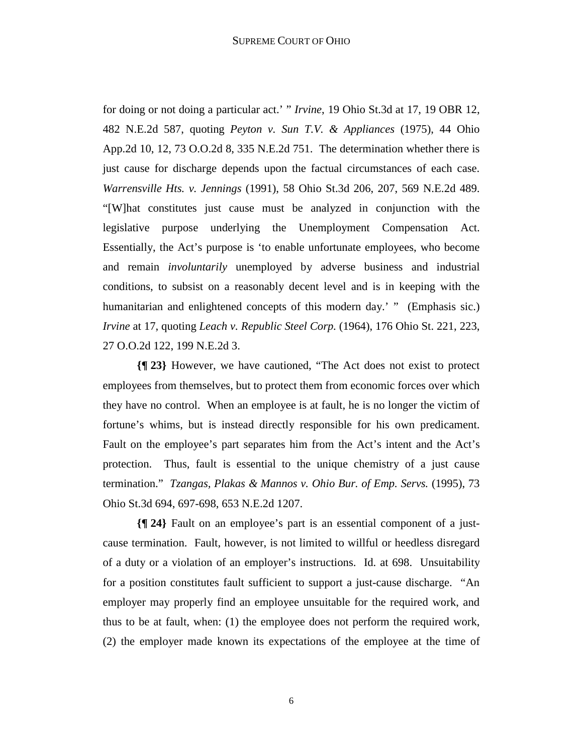for doing or not doing a particular act.' " *Irvine*, 19 Ohio St.3d at 17, 19 OBR 12, 482 N.E.2d 587, quoting *Peyton v. Sun T.V. & Appliances* (1975), 44 Ohio App.2d 10, 12, 73 O.O.2d 8, 335 N.E.2d 751. The determination whether there is just cause for discharge depends upon the factual circumstances of each case. *Warrensville Hts. v. Jennings* (1991), 58 Ohio St.3d 206, 207, 569 N.E.2d 489. "[W]hat constitutes just cause must be analyzed in conjunction with the legislative purpose underlying the Unemployment Compensation Act. Essentially, the Act's purpose is 'to enable unfortunate employees, who become and remain *involuntarily* unemployed by adverse business and industrial conditions, to subsist on a reasonably decent level and is in keeping with the humanitarian and enlightened concepts of this modern day.' " (Emphasis sic.) *Irvine* at 17, quoting *Leach v. Republic Steel Corp.* (1964), 176 Ohio St. 221, 223, 27 O.O.2d 122, 199 N.E.2d 3.

**{¶ 23}** However, we have cautioned, "The Act does not exist to protect employees from themselves, but to protect them from economic forces over which they have no control. When an employee is at fault, he is no longer the victim of fortune's whims, but is instead directly responsible for his own predicament. Fault on the employee's part separates him from the Act's intent and the Act's protection. Thus, fault is essential to the unique chemistry of a just cause termination." *Tzangas, Plakas & Mannos v. Ohio Bur. of Emp. Servs.* (1995), 73 Ohio St.3d 694, 697-698, 653 N.E.2d 1207.

**{¶ 24}** Fault on an employee's part is an essential component of a just-cause termination. Fault, however, is not limited to willful or heedless disregard of a duty or a violation of an employer's instructions. Id. at 698. Unsuitability for a position constitutes fault sufficient to support a just-cause discharge. "An employer may properly find an employee unsuitable for the required work, and thus to be at fault, when: (1) the employee does not perform the required work, (2) the employer made known its expectations of the employee at the time of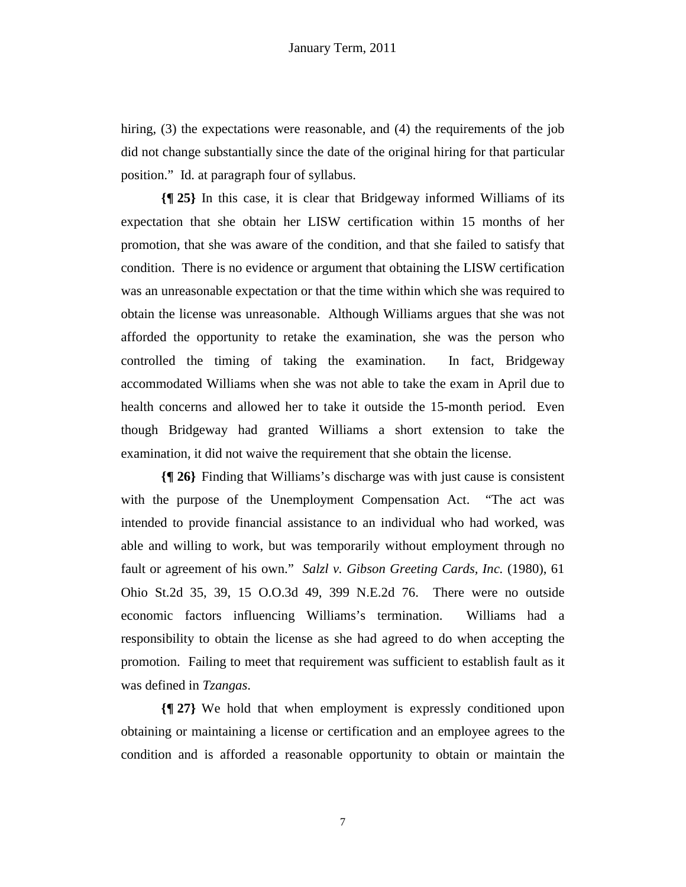hiring, (3) the expectations were reasonable, and (4) the requirements of the job did not change substantially since the date of the original hiring for that particular position." Id. at paragraph four of syllabus.

**{¶ 25}** In this case, it is clear that Bridgeway informed Williams of its expectation that she obtain her LISW certification within 15 months of her promotion, that she was aware of the condition, and that she failed to satisfy that condition. There is no evidence or argument that obtaining the LISW certification was an unreasonable expectation or that the time within which she was required to obtain the license was unreasonable. Although Williams argues that she was not afforded the opportunity to retake the examination, she was the person who controlled the timing of taking the examination. In fact, Bridgeway accommodated Williams when she was not able to take the exam in April due to health concerns and allowed her to take it outside the 15-month period. Even though Bridgeway had granted Williams a short extension to take the examination, it did not waive the requirement that she obtain the license.

**{¶ 26}** Finding that Williams's discharge was with just cause is consistent with the purpose of the Unemployment Compensation Act. "The act was intended to provide financial assistance to an individual who had worked, was able and willing to work, but was temporarily without employment through no fault or agreement of his own." *Salzl v. Gibson Greeting Cards, Inc.* (1980), 61 Ohio St.2d 35, 39, 15 O.O.3d 49, 399 N.E.2d 76. There were no outside economic factors influencing Williams's termination. Williams had a responsibility to obtain the license as she had agreed to do when accepting the promotion. Failing to meet that requirement was sufficient to establish fault as it was defined in *Tzangas*.

**{¶ 27}** We hold that when employment is expressly conditioned upon obtaining or maintaining a license or certification and an employee agrees to the condition and is afforded a reasonable opportunity to obtain or maintain the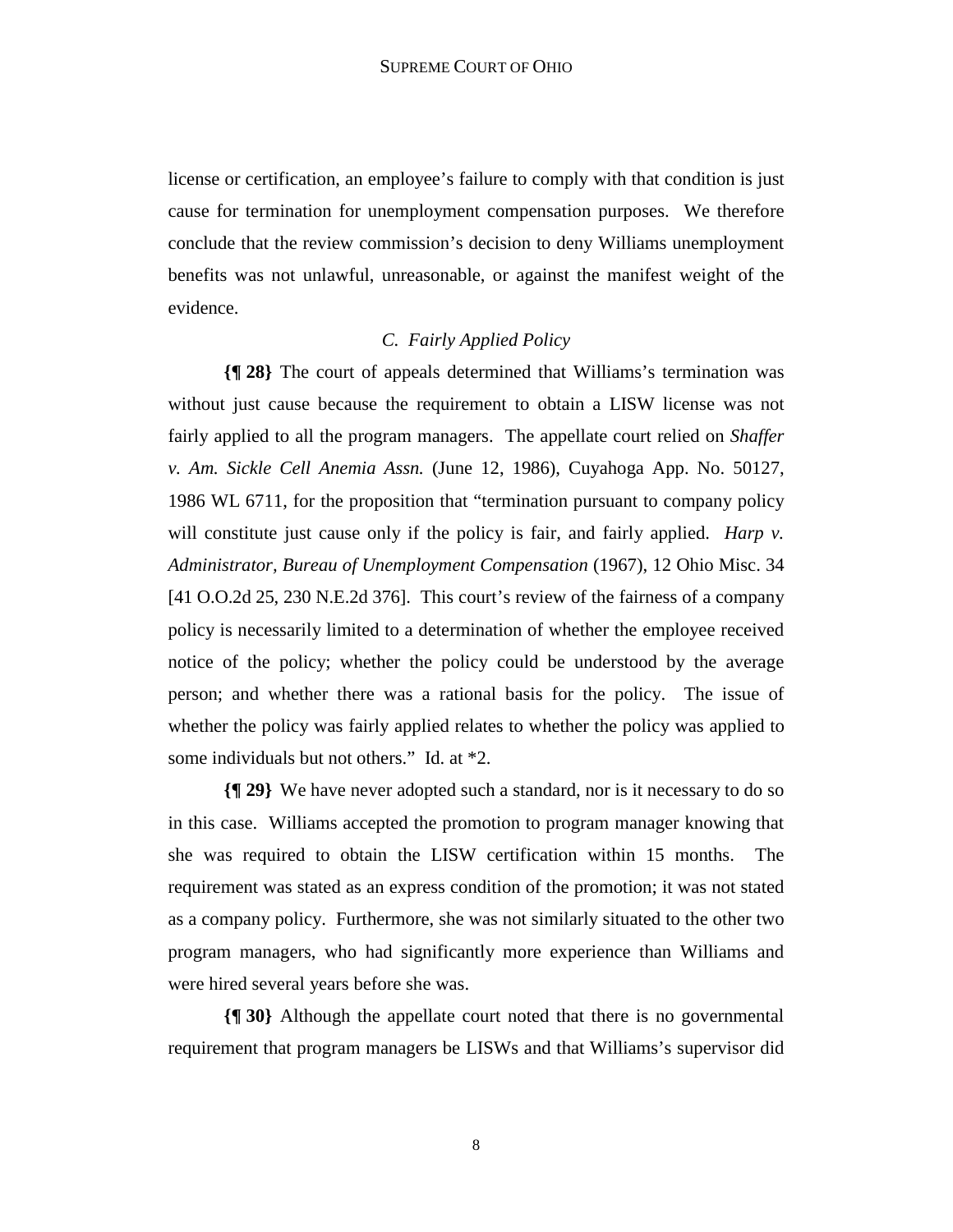license or certification, an employee's failure to comply with that condition is just cause for termination for unemployment compensation purposes. We therefore conclude that the review commission's decision to deny Williams unemployment benefits was not unlawful, unreasonable, or against the manifest weight of the evidence.

### *C. Fairly Applied Policy*

**{¶ 28}** The court of appeals determined that Williams's termination was without just cause because the requirement to obtain a LISW license was not fairly applied to all the program managers. The appellate court relied on *Shaffer v. Am. Sickle Cell Anemia Assn.* (June 12, 1986), Cuyahoga App. No. 50127, 1986 WL 6711, for the proposition that "termination pursuant to company policy will constitute just cause only if the policy is fair, and fairly applied. *Harp v. Administrator, Bureau of Unemployment Compensation* (1967), 12 Ohio Misc. 34 [41 O.O.2d 25, 230 N.E.2d 376]. This court's review of the fairness of a company policy is necessarily limited to a determination of whether the employee received notice of the policy; whether the policy could be understood by the average person; and whether there was a rational basis for the policy. The issue of whether the policy was fairly applied relates to whether the policy was applied to some individuals but not others." Id. at *2.

**{¶ 29}** We have never adopted such a standard, nor is it necessary to do so in this case. Williams accepted the promotion to program manager knowing that she was required to obtain the LISW certification within 15 months. The requirement was stated as an express condition of the promotion; it was not stated as a company policy. Furthermore, she was not similarly situated to the other two program managers, who had significantly more experience than Williams and were hired several years before she was.

**{¶ 30}** Although the appellate court noted that there is no governmental requirement that program managers be LISWs and that Williams's supervisor did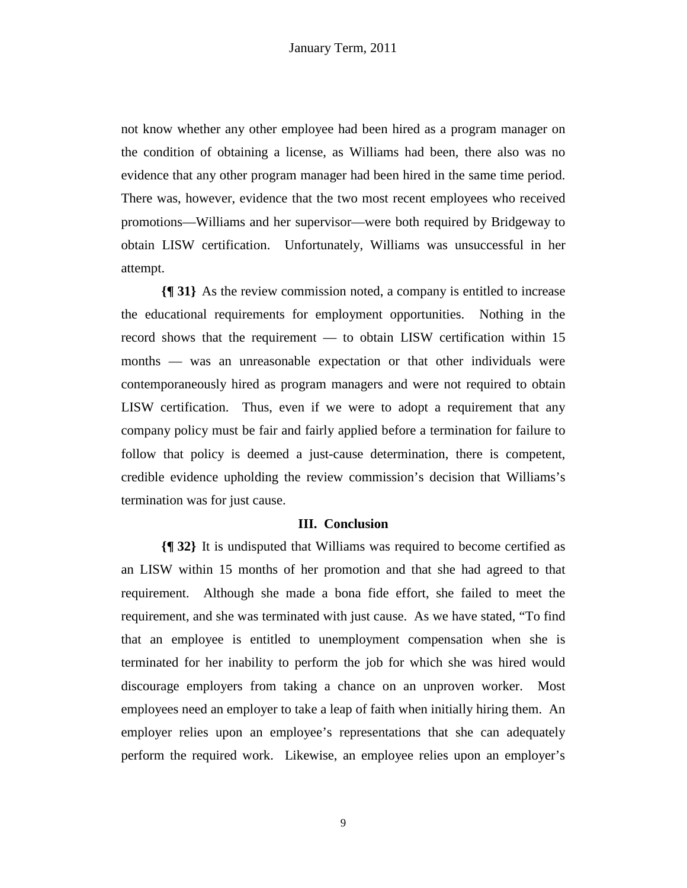not know whether any other employee had been hired as a program manager on the condition of obtaining a license, as Williams had been, there also was no evidence that any other program manager had been hired in the same time period. There was, however, evidence that the two most recent employees who received promotions—Williams and her supervisor—were both required by Bridgeway to obtain LISW certification. Unfortunately, Williams was unsuccessful in her attempt.

**{¶ 31}** As the review commission noted, a company is entitled to increase the educational requirements for employment opportunities. Nothing in the record shows that the requirement — to obtain LISW certification within 15 months — was an unreasonable expectation or that other individuals were contemporaneously hired as program managers and were not required to obtain LISW certification. Thus, even if we were to adopt a requirement that any company policy must be fair and fairly applied before a termination for failure to follow that policy is deemed a just-cause determination, there is competent, credible evidence upholding the review commission's decision that Williams's termination was for just cause.

### III. Conclusion

**{¶ 32}** It is undisputed that Williams was required to become certified as an LISW within 15 months of her promotion and that she had agreed to that requirement. Although she made a bona fide effort, she failed to meet the requirement, and she was terminated with just cause. As we have stated, "To find that an employee is entitled to unemployment compensation when she is terminated for her inability to perform the job for which she was hired would discourage employers from taking a chance on an unproven worker. Most employees need an employer to take a leap of faith when initially hiring them. An employer relies upon an employee's representations that she can adequately perform the required work. Likewise, an employee relies upon an employer's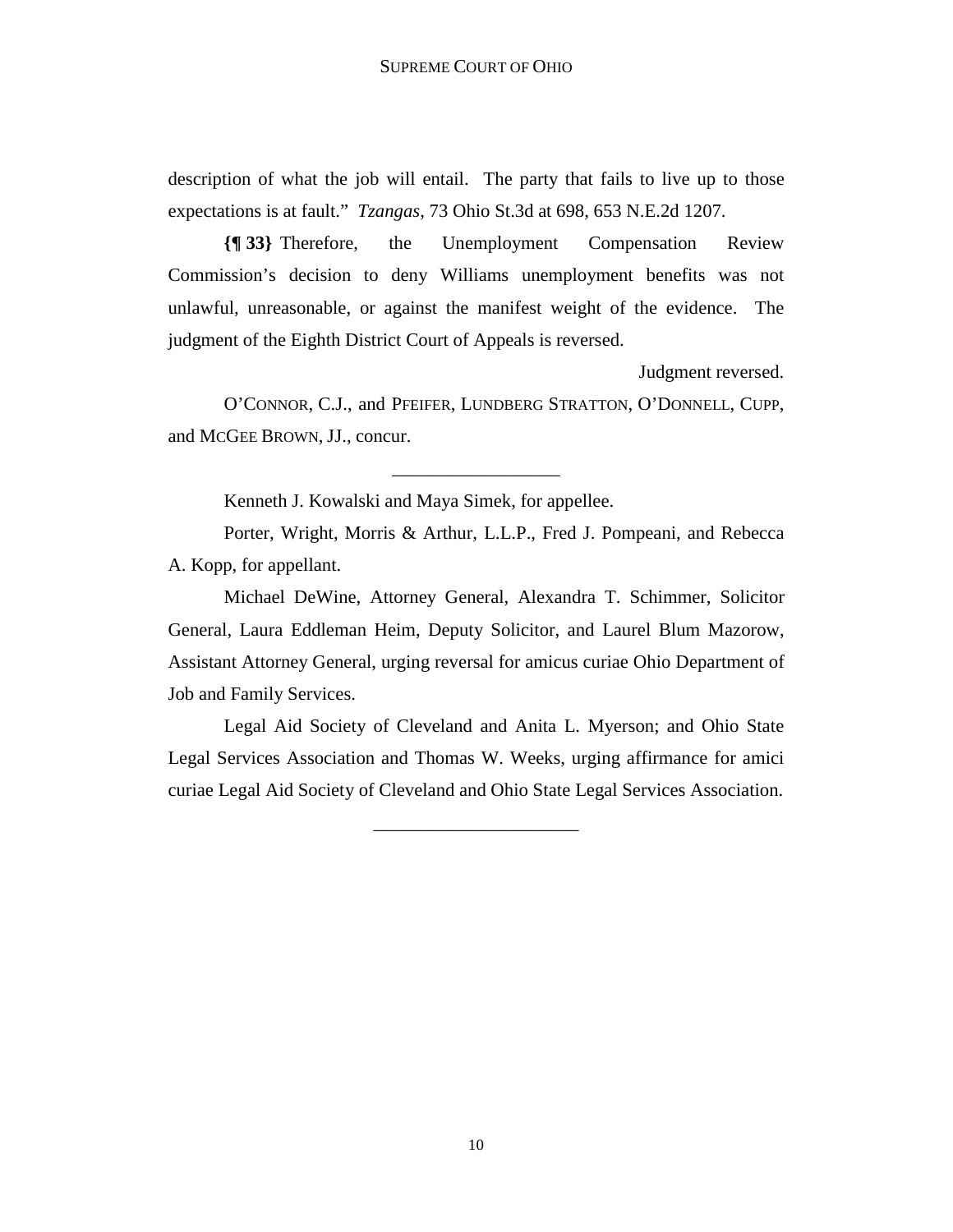description of what the job will entail. The party that fails to live up to those expectations is at fault." *Tzangas*, 73 Ohio St.3d at 698, 653 N.E.2d 1207.

**{¶ 33}** Therefore, the Unemployment Compensation Review Commission's decision to deny Williams unemployment benefits was not unlawful, unreasonable, or against the manifest weight of the evidence. The judgment of the Eighth District Court of Appeals is reversed.

Judgment reversed.

O'CONNOR, C.J., and PFEIFER, LUNDBERG STRATTON, O'DONNELL, CUPP, and MCGEE BROWN, JJ., concur.

---

Kenneth J. Kowalski and Maya Simek, for appellee.

Porter, Wright, Morris & Arthur, L.L.P., Fred J. Pompeani, and Rebecca A. Kopp, for appellant.

Michael DeWine, Attorney General, Alexandra T. Schimmer, Solicitor General, Laura Eddleman Heim, Deputy Solicitor, and Laurel Blum Mazorow, Assistant Attorney General, urging reversal for amicus curiae Ohio Department of Job and Family Services.

Legal Aid Society of Cleveland and Anita L. Myerson; and Ohio State Legal Services Association and Thomas W. Weeks, urging affirmance for amici curiae Legal Aid Society of Cleveland and Ohio State Legal Services Association.

---